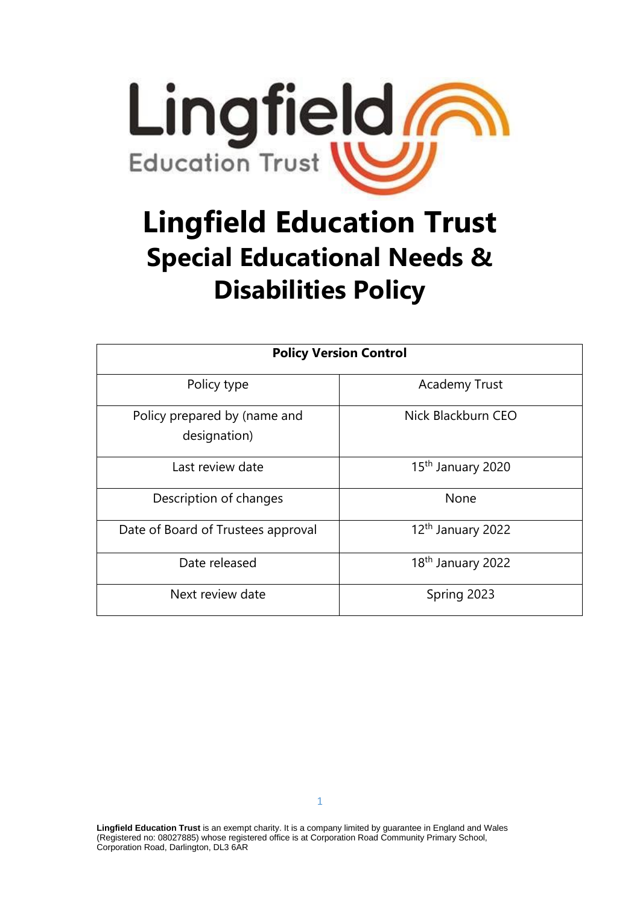# Lingfield Education Trust

## Special Educational Needs & Disabilities Policy

| Policy Version Control | |
|---|---|
| Policy type | Academy Trust |
| Policy prepared by (name and designation) | Nick Blackburn CEO |
| Last review date | 15th January 2020 |
| Description of changes | None |
| Date of Board of Trustees approval | 12th January 2022 |
| Date released | 18th January 2022 |
| Next review date | Spring 2023 |

**Lingfield Education Trust** is an exempt charity. It is a company limited by guarantee in England and Wales (Registered no: 08027885) whose registered office is at Corporation Road Community Primary School, Corporation Road, Darlington, DL3 6AR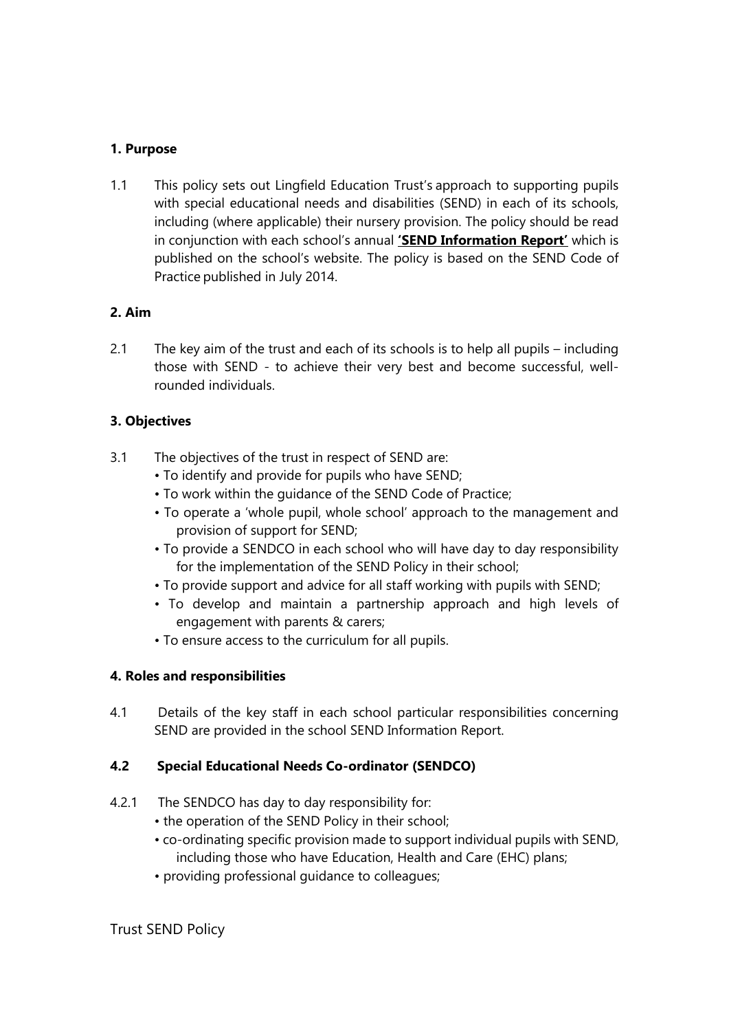**1. Purpose**

1.1 This policy sets out Lingfield Education Trust's approach to supporting pupils with special educational needs and disabilities (SEND) in each of its schools, including (where applicable) their nursery provision. The policy should be read in conjunction with each school's annual **'SEND Information Report'** which is published on the school's website. The policy is based on the SEND Code of Practice published in July 2014.

**2. Aim**

2.1 The key aim of the trust and each of its schools is to help all pupils – including those with SEND - to achieve their very best and become successful, well-rounded individuals.

**3. Objectives**

3.1 The objectives of the trust in respect of SEND are:

- To identify and provide for pupils who have SEND;
- To work within the guidance of the SEND Code of Practice;
- To operate a 'whole pupil, whole school' approach to the management and provision of support for SEND;
- To provide a SENDCO in each school who will have day to day responsibility for the implementation of the SEND Policy in their school;
- To provide support and advice for all staff working with pupils with SEND;
- To develop and maintain a partnership approach and high levels of engagement with parents & carers;
- To ensure access to the curriculum for all pupils.

**4. Roles and responsibilities**

4.1 Details of the key staff in each school particular responsibilities concerning SEND are provided in the school SEND Information Report.

**4.2 Special Educational Needs Co-ordinator (SENDCO)**

4.2.1 The SENDCO has day to day responsibility for:

- the operation of the SEND Policy in their school;
- co-ordinating specific provision made to support individual pupils with SEND, including those who have Education, Health and Care (EHC) plans;
- providing professional guidance to colleagues;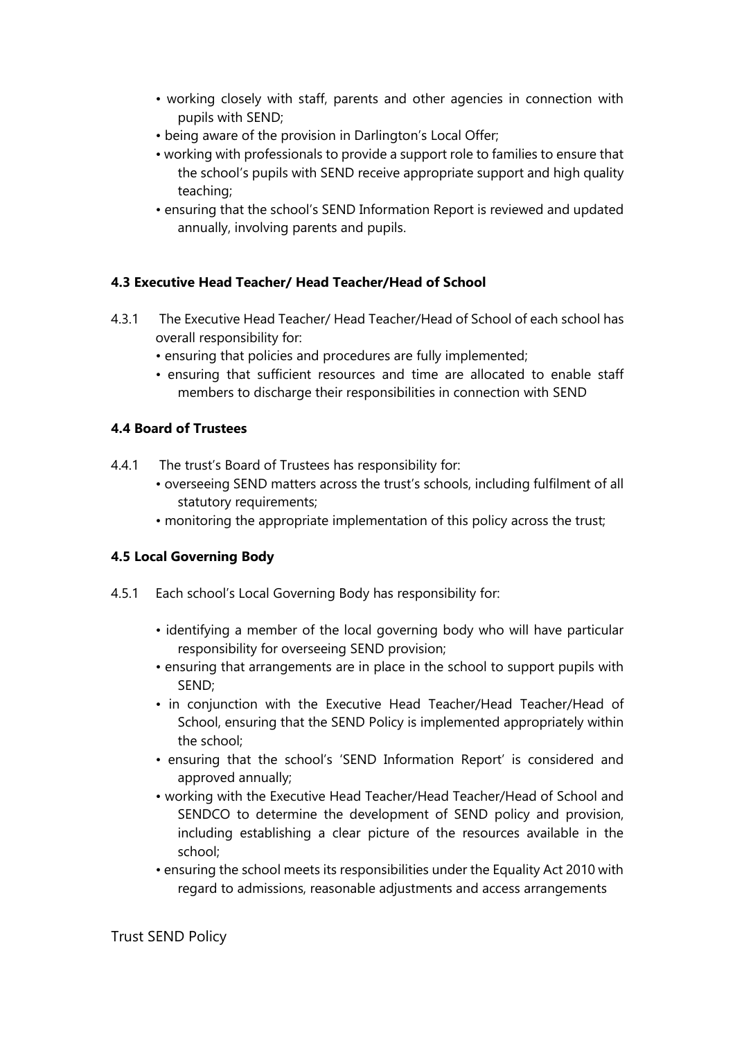- working closely with staff, parents and other agencies in connection with pupils with SEND;
- being aware of the provision in Darlington's Local Offer;
- working with professionals to provide a support role to families to ensure that the school's pupils with SEND receive appropriate support and high quality teaching;
- ensuring that the school's SEND Information Report is reviewed and updated annually, involving parents and pupils.

#### 4.3 Executive Head Teacher/ Head Teacher/Head of School

4.3.1 The Executive Head Teacher/ Head Teacher/Head of School of each school has overall responsibility for:

- ensuring that policies and procedures are fully implemented;
- ensuring that sufficient resources and time are allocated to enable staff members to discharge their responsibilities in connection with SEND

#### 4.4 Board of Trustees

4.4.1 The trust's Board of Trustees has responsibility for:

- overseeing SEND matters across the trust's schools, including fulfilment of all statutory requirements;
- monitoring the appropriate implementation of this policy across the trust;

#### 4.5 Local Governing Body

4.5.1 Each school's Local Governing Body has responsibility for:

- identifying a member of the local governing body who will have particular responsibility for overseeing SEND provision;
- ensuring that arrangements are in place in the school to support pupils with SEND;
- in conjunction with the Executive Head Teacher/Head Teacher/Head of School, ensuring that the SEND Policy is implemented appropriately within the school;
- ensuring that the school's 'SEND Information Report' is considered and approved annually;
- working with the Executive Head Teacher/Head Teacher/Head of School and SENDCO to determine the development of SEND policy and provision, including establishing a clear picture of the resources available in the school;
- ensuring the school meets its responsibilities under the Equality Act 2010 with regard to admissions, reasonable adjustments and access arrangements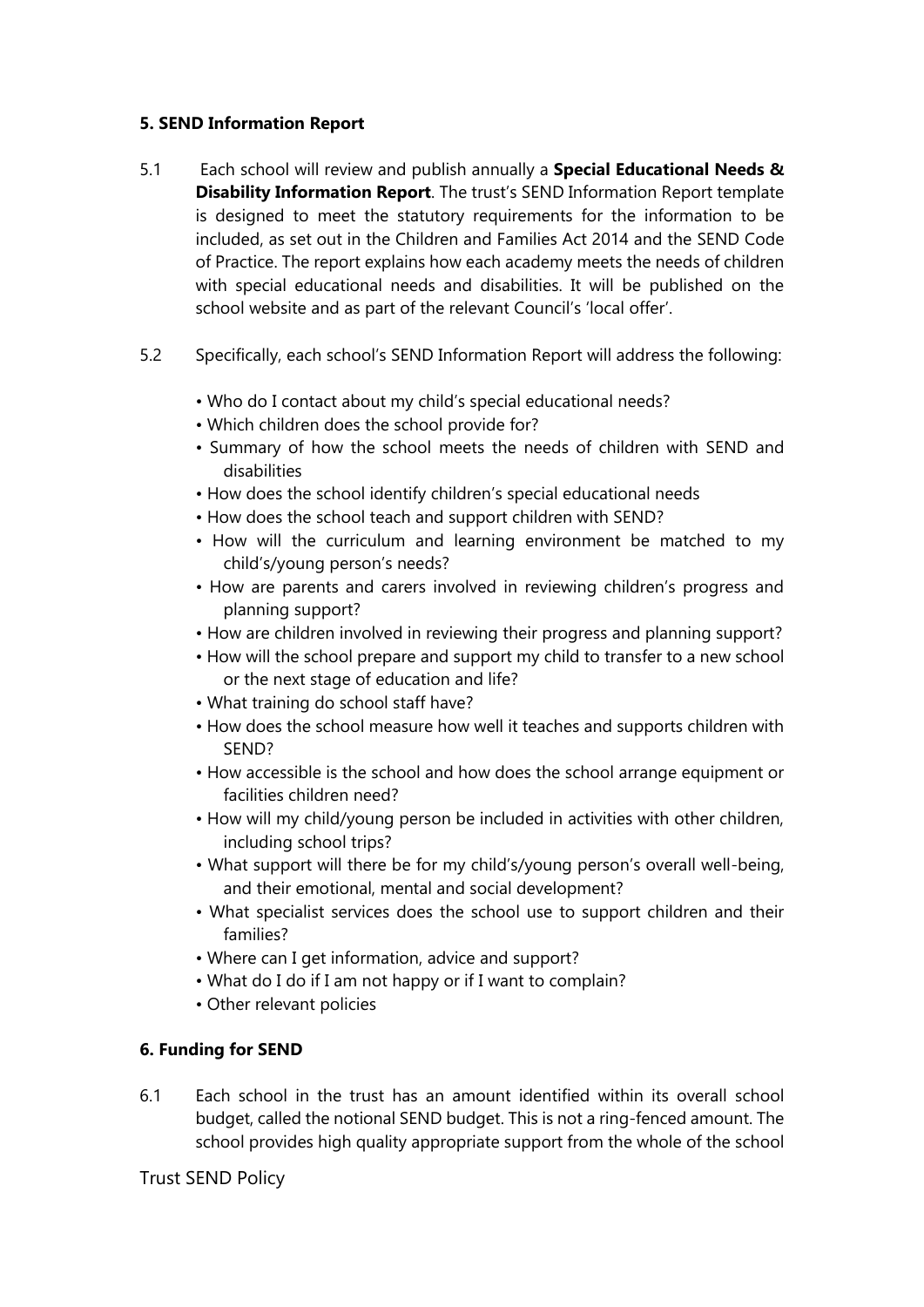**5. SEND Information Report**

5.1 Each school will review and publish annually a **Special Educational Needs & Disability Information Report**. The trust's SEND Information Report template is designed to meet the statutory requirements for the information to be included, as set out in the Children and Families Act 2014 and the SEND Code of Practice. The report explains how each academy meets the needs of children with special educational needs and disabilities. It will be published on the school website and as part of the relevant Council's 'local offer'.

5.2 Specifically, each school's SEND Information Report will address the following:

- Who do I contact about my child's special educational needs?
- Which children does the school provide for?
- Summary of how the school meets the needs of children with SEND and disabilities
- How does the school identify children's special educational needs
- How does the school teach and support children with SEND?
- How will the curriculum and learning environment be matched to my child's/young person's needs?
- How are parents and carers involved in reviewing children's progress and planning support?
- How are children involved in reviewing their progress and planning support?
- How will the school prepare and support my child to transfer to a new school or the next stage of education and life?
- What training do school staff have?
- How does the school measure how well it teaches and supports children with SEND?
- How accessible is the school and how does the school arrange equipment or facilities children need?
- How will my child/young person be included in activities with other children, including school trips?
- What support will there be for my child's/young person's overall well-being, and their emotional, mental and social development?
- What specialist services does the school use to support children and their families?
- Where can I get information, advice and support?
- What do I do if I am not happy or if I want to complain?
- Other relevant policies

**6. Funding for SEND**

6.1 Each school in the trust has an amount identified within its overall school budget, called the notional SEND budget. This is not a ring-fenced amount. The school provides high quality appropriate support from the whole of the school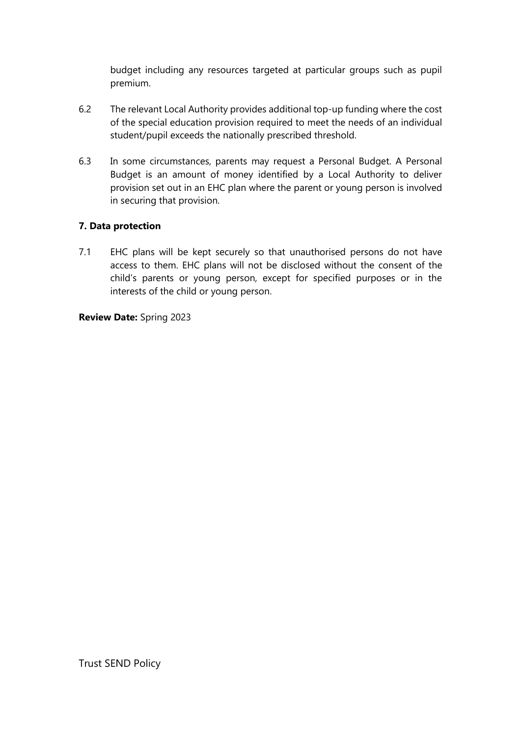budget including any resources targeted at particular groups such as pupil premium.

6.2 The relevant Local Authority provides additional top-up funding where the cost of the special education provision required to meet the needs of an individual student/pupil exceeds the nationally prescribed threshold.

6.3 In some circumstances, parents may request a Personal Budget. A Personal Budget is an amount of money identified by a Local Authority to deliver provision set out in an EHC plan where the parent or young person is involved in securing that provision.

**7. Data protection**

7.1 EHC plans will be kept securely so that unauthorised persons do not have access to them. EHC plans will not be disclosed without the consent of the child's parents or young person, except for specified purposes or in the interests of the child or young person.

**Review Date:** Spring 2023